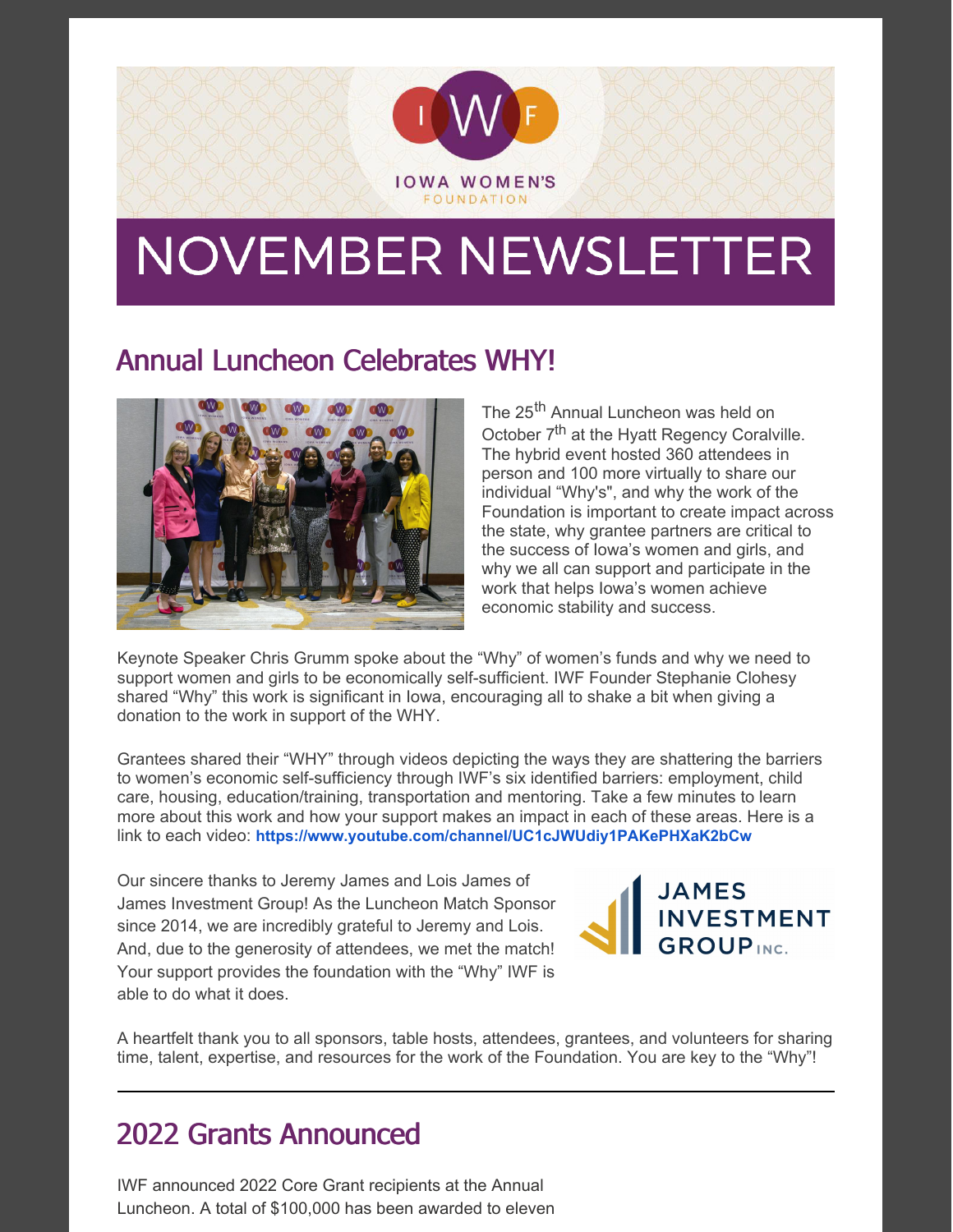IOWA WOMEN'S FOUNDATION

# NOVEMBER NEWSLETTER

## Annual Luncheon Celebrates WHY!

The 25th Annual Luncheon was held on October 7th at the Hyatt Regency Coralville. The hybrid event hosted 360 attendees in person and 100 more virtually to share our individual "Why's", and why the work of the Foundation is important to create impact across the state, why grantee partners are critical to the success of Iowa's women and girls, and why we all can support and participate in the work that helps Iowa's women achieve economic stability and success.

Keynote Speaker Chris Grumm spoke about the "Why" of women's funds and why we need to support women and girls to be economically self-sufficient. IWF Founder Stephanie Clohesy shared "Why" this work is significant in Iowa, encouraging all to shake a bit when giving a donation to the work in support of the WHY.

Grantees shared their "WHY" through videos depicting the ways they are shattering the barriers to women's economic self-sufficiency through IWF's six identified barriers: employment, child care, housing, education/training, transportation and mentoring. Take a few minutes to learn more about this work and how your support makes an impact in each of these areas. Here is a link to each video: **https://www.youtube.com/channel/UC1cJWUdiy1PAKePHXaK2bCw**

Our sincere thanks to Jeremy James and Lois James of James Investment Group! As the Luncheon Match Sponsor since 2014, we are incredibly grateful to Jeremy and Lois. And, due to the generosity of attendees, we met the match! Your support provides the foundation with the "Why" IWF is able to do what it does.

JAMES INVESTMENT GROUP INC.

A heartfelt thank you to all sponsors, table hosts, attendees, grantees, and volunteers for sharing time, talent, expertise, and resources for the work of the Foundation. You are key to the "Why"!

---

## 2022 Grants Announced

IWF announced 2022 Core Grant recipients at the Annual Luncheon. A total of $100,000 has been awarded to eleven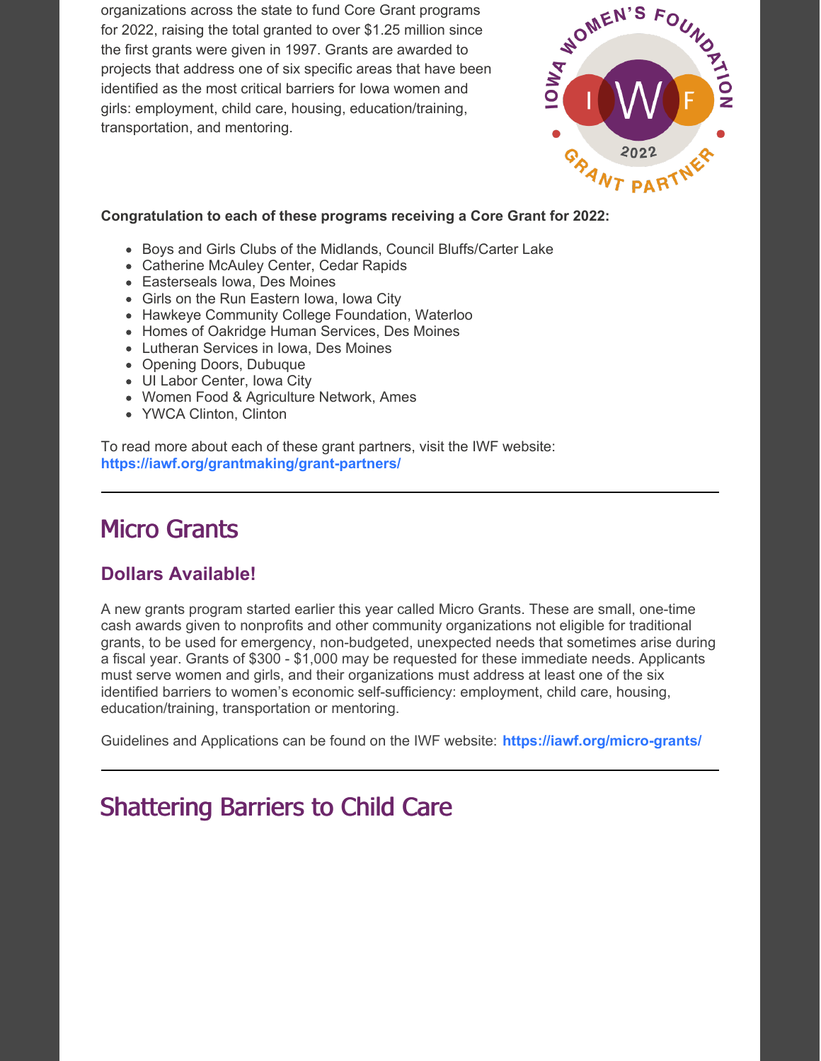organizations across the state to fund Core Grant programs for 2022, raising the total granted to over $1.25 million since the first grants were given in 1997. Grants are awarded to projects that address one of six specific areas that have been identified as the most critical barriers for Iowa women and girls: employment, child care, housing, education/training, transportation, and mentoring.

**Congratulation to each of these programs receiving a Core Grant for 2022:**

- Boys and Girls Clubs of the Midlands, Council Bluffs/Carter Lake
- Catherine McAuley Center, Cedar Rapids
- Easterseals Iowa, Des Moines
- Girls on the Run Eastern Iowa, Iowa City
- Hawkeye Community College Foundation, Waterloo
- Homes of Oakridge Human Services, Des Moines
- Lutheran Services in Iowa, Des Moines
- Opening Doors, Dubuque
- UI Labor Center, Iowa City
- Women Food & Agriculture Network, Ames
- YWCA Clinton, Clinton

To read more about each of these grant partners, visit the IWF website: **https://iawf.org/grantmaking/grant-partners/**

# Micro Grants

## Dollars Available!

A new grants program started earlier this year called Micro Grants. These are small, one-time cash awards given to nonprofits and other community organizations not eligible for traditional grants, to be used for emergency, non-budgeted, unexpected needs that sometimes arise during a fiscal year. Grants of $300 - $1,000 may be requested for these immediate needs. Applicants must serve women and girls, and their organizations must address at least one of the six identified barriers to women's economic self-sufficiency: employment, child care, housing, education/training, transportation or mentoring.

Guidelines and Applications can be found on the IWF website: **https://iawf.org/micro-grants/**

# Shattering Barriers to Child Care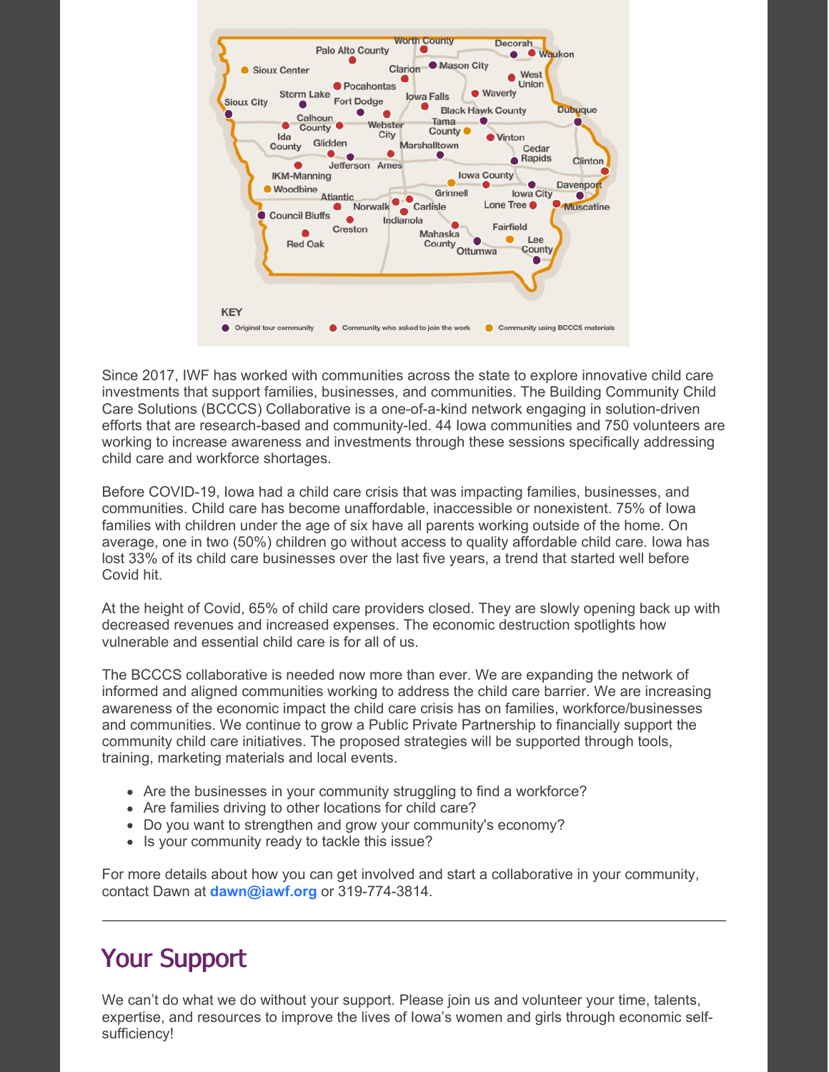KEY

- Original tour community
- Community who asked to join the work
- Community using BCCCS materials

Since 2017, IWF has worked with communities across the state to explore innovative child care investments that support families, businesses, and communities. The Building Community Child Care Solutions (BCCCS) Collaborative is a one-of-a-kind network engaging in solution-driven efforts that are research-based and community-led. 44 Iowa communities and 750 volunteers are working to increase awareness and investments through these sessions specifically addressing child care and workforce shortages.

Before COVID-19, Iowa had a child care crisis that was impacting families, businesses, and communities. Child care has become unaffordable, inaccessible or nonexistent. 75% of Iowa families with children under the age of six have all parents working outside of the home. On average, one in two (50%) children go without access to quality affordable child care. Iowa has lost 33% of its child care businesses over the last five years, a trend that started well before Covid hit.

At the height of Covid, 65% of child care providers closed. They are slowly opening back up with decreased revenues and increased expenses. The economic destruction spotlights how vulnerable and essential child care is for all of us.

The BCCCS collaborative is needed now more than ever. We are expanding the network of informed and aligned communities working to address the child care barrier. We are increasing awareness of the economic impact the child care crisis has on families, workforce/businesses and communities. We continue to grow a Public Private Partnership to financially support the community child care initiatives. The proposed strategies will be supported through tools, training, marketing materials and local events.

- Are the businesses in your community struggling to find a workforce?
- Are families driving to other locations for child care?
- Do you want to strengthen and grow your community's economy?
- Is your community ready to tackle this issue?

For more details about how you can get involved and start a collaborative in your community, contact Dawn at **dawn@iawf.org** or 319-774-3814.

---

## Your Support

We can't do what we do without your support. Please join us and volunteer your time, talents, expertise, and resources to improve the lives of Iowa's women and girls through economic self-sufficiency!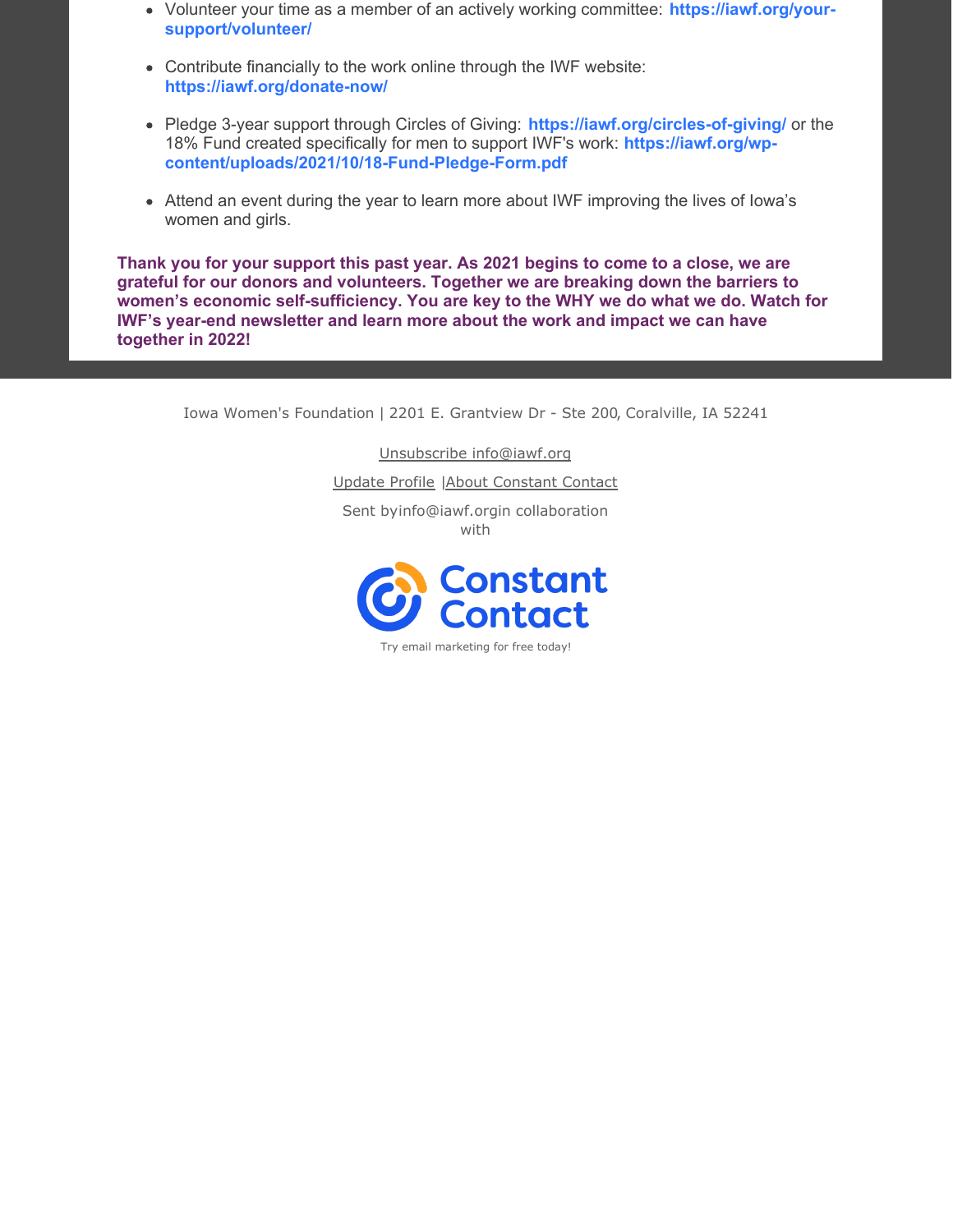- Volunteer your time as a member of an actively working committee: **https://iawf.org/your-support/volunteer/**
- Contribute financially to the work online through the IWF website: **https://iawf.org/donate-now/**
- Pledge 3-year support through Circles of Giving: **https://iawf.org/circles-of-giving/** or the 18% Fund created specifically for men to support IWF's work: **https://iawf.org/wp-content/uploads/2021/10/18-Fund-Pledge-Form.pdf**
- Attend an event during the year to learn more about IWF improving the lives of Iowa's women and girls.

**Thank you for your support this past year. As 2021 begins to come to a close, we are grateful for our donors and volunteers. Together we are breaking down the barriers to women's economic self-sufficiency. You are key to the WHY we do what we do. Watch for IWF's year-end newsletter and learn more about the work and impact we can have together in 2022!**

Iowa Women's Foundation | 2201 E. Grantview Dr - Ste 200, Coralville, IA 52241

Unsubscribe info@iawf.org

Update Profile |About Constant Contact

Sent byinfo@iawf.orgin collaboration with

Constant Contact

Try email marketing for free today!